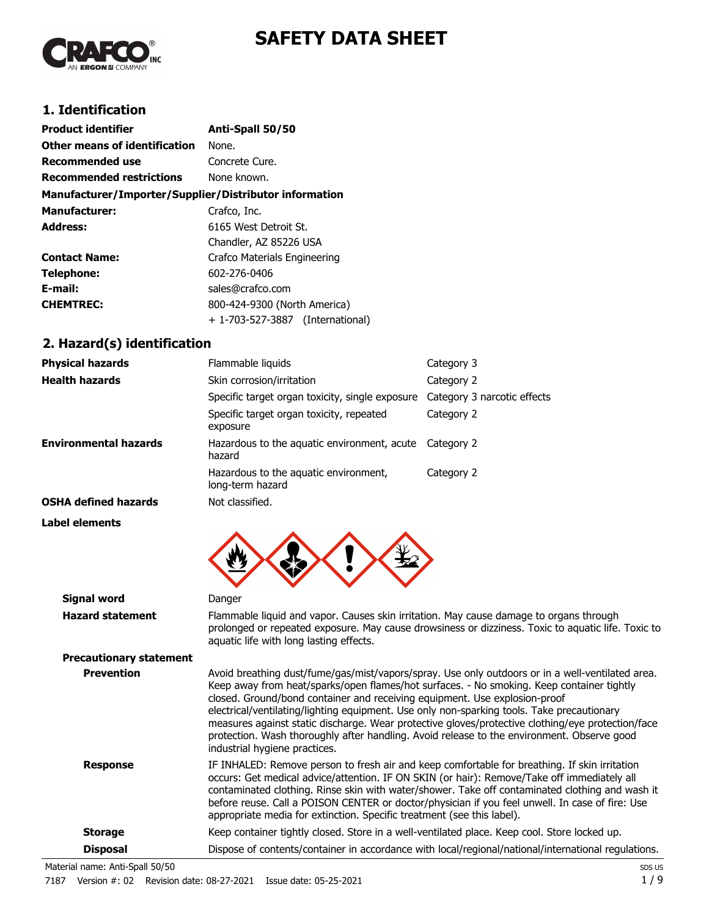# SAFETY DATA SHEET

## 1. Identification

| | |
|---|---|
| **Product identifier** | **Anti-Spall 50/50** |
| **Other means of identification** | None. |
| **Recommended use** | Concrete Cure. |
| **Recommended restrictions** | None known. |

**Manufacturer/Importer/Supplier/Distributor information**

| | |
|---|---|
| **Manufacturer:** | Crafco, Inc. |
| **Address:** | 6165 West Detroit St.<br>Chandler, AZ 85226 USA |
| **Contact Name:** | Crafco Materials Engineering |
| **Telephone:** | 602-276-0406 |
| **E-mail:** | sales@crafco.com |
| **CHEMTREC:** | 800-424-9300 (North America)<br>+ 1-703-527-3887 (International) |

## 2. Hazard(s) identification

| | | |
|---|---|---|
| **Physical hazards** | Flammable liquids | Category 3 |
| **Health hazards** | Skin corrosion/irritation | Category 2 |
| | Specific target organ toxicity, single exposure | Category 3 narcotic effects |
| | Specific target organ toxicity, repeated exposure | Category 2 |
| **Environmental hazards** | Hazardous to the aquatic environment, acute hazard | Category 2 |
| | Hazardous to the aquatic environment, long-term hazard | Category 2 |
| **OSHA defined hazards** | Not classified. | |

**Label elements**

**Signal word** Danger

**Hazard statement** Flammable liquid and vapor. Causes skin irritation. May cause damage to organs through prolonged or repeated exposure. May cause drowsiness or dizziness. Toxic to aquatic life. Toxic to aquatic life with long lasting effects.

**Precautionary statement**

**Prevention** Avoid breathing dust/fume/gas/mist/vapors/spray. Use only outdoors or in a well-ventilated area. Keep away from heat/sparks/open flames/hot surfaces. - No smoking. Keep container tightly closed. Ground/bond container and receiving equipment. Use explosion-proof electrical/ventilating/lighting equipment. Use only non-sparking tools. Take precautionary measures against static discharge. Wear protective gloves/protective clothing/eye protection/face protection. Wash thoroughly after handling. Avoid release to the environment. Observe good industrial hygiene practices.

**Response** IF INHALED: Remove person to fresh air and keep comfortable for breathing. If skin irritation occurs: Get medical advice/attention. IF ON SKIN (or hair): Remove/Take off immediately all contaminated clothing. Rinse skin with water/shower. Take off contaminated clothing and wash it before reuse. Call a POISON CENTER or doctor/physician if you feel unwell. In case of fire: Use appropriate media for extinction. Specific treatment (see this label).

**Storage** Keep container tightly closed. Store in a well-ventilated place. Keep cool. Store locked up.

**Disposal** Dispose of contents/container in accordance with local/regional/national/international regulations.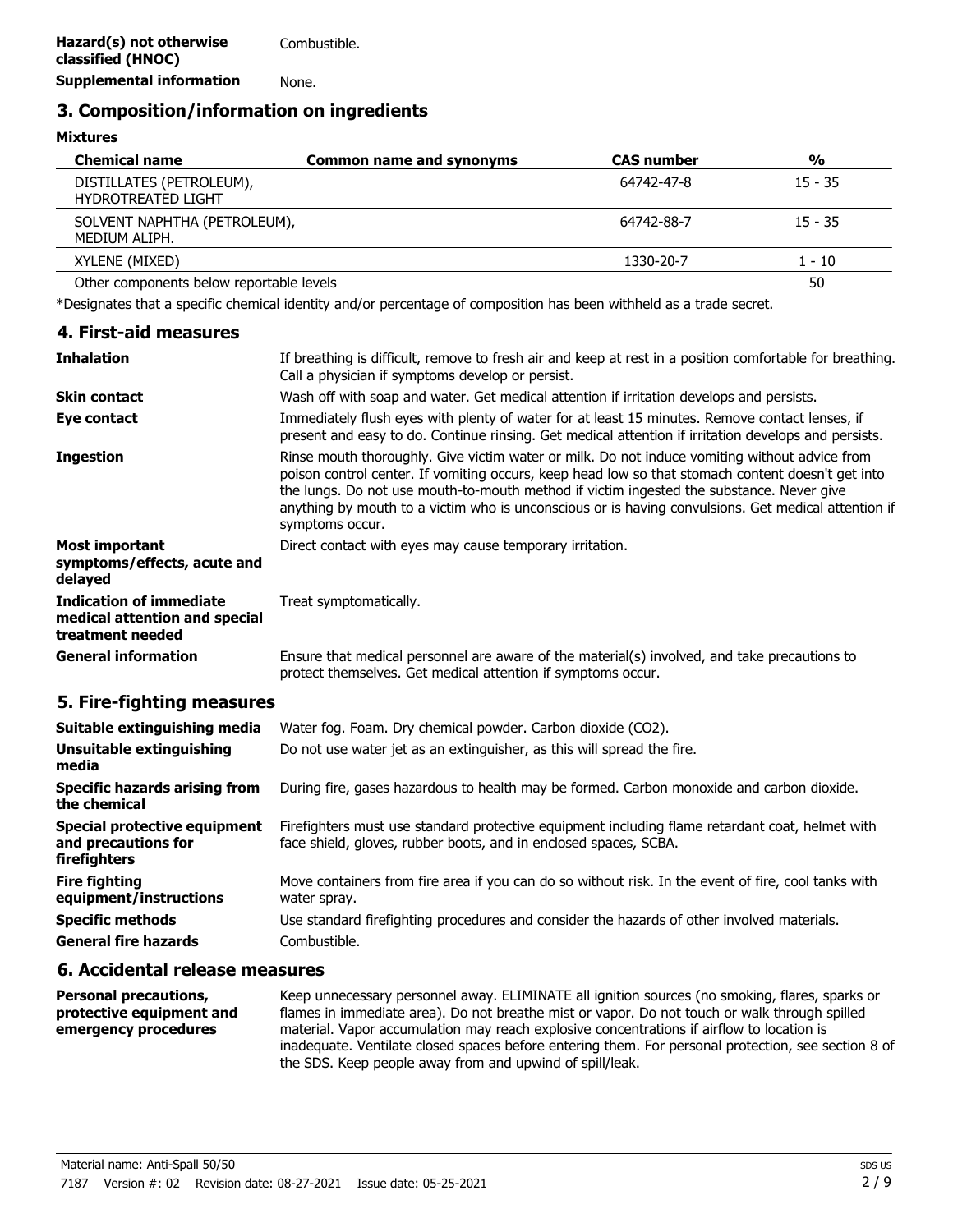| | |
|---|---|
| **Hazard(s) not otherwise classified (HNOC)** | Combustible. |
| **Supplemental information** | None. |

## 3. Composition/information on ingredients

**Mixtures**

| Chemical name | Common name and synonyms | CAS number | % |
|---|---|---|---|
| DISTILLATES (PETROLEUM), HYDROTREATED LIGHT | | 64742-47-8 | 15 - 35 |
| SOLVENT NAPHTHA (PETROLEUM), MEDIUM ALIPH. | | 64742-88-7 | 15 - 35 |
| XYLENE (MIXED) | | 1330-20-7 | 1 - 10 |
| Other components below reportable levels | | | 50 |

*Designates that a specific chemical identity and/or percentage of composition has been withheld as a trade secret.

## 4. First-aid measures

| | |
|---|---|
| **Inhalation** | If breathing is difficult, remove to fresh air and keep at rest in a position comfortable for breathing. Call a physician if symptoms develop or persist. |
| **Skin contact** | Wash off with soap and water. Get medical attention if irritation develops and persists. |
| **Eye contact** | Immediately flush eyes with plenty of water for at least 15 minutes. Remove contact lenses, if present and easy to do. Continue rinsing. Get medical attention if irritation develops and persists. |
| **Ingestion** | Rinse mouth thoroughly. Give victim water or milk. Do not induce vomiting without advice from poison control center. If vomiting occurs, keep head low so that stomach content doesn't get into the lungs. Do not use mouth-to-mouth method if victim ingested the substance. Never give anything by mouth to a victim who is unconscious or is having convulsions. Get medical attention if symptoms occur. |
| **Most important symptoms/effects, acute and delayed** | Direct contact with eyes may cause temporary irritation. |
| **Indication of immediate medical attention and special treatment needed** | Treat symptomatically. |
| **General information** | Ensure that medical personnel are aware of the material(s) involved, and take precautions to protect themselves. Get medical attention if symptoms occur. |

## 5. Fire-fighting measures

| | |
|---|---|
| **Suitable extinguishing media** | Water fog. Foam. Dry chemical powder. Carbon dioxide ($CO_2$). |
| **Unsuitable extinguishing media** | Do not use water jet as an extinguisher, as this will spread the fire. |
| **Specific hazards arising from the chemical** | During fire, gases hazardous to health may be formed. Carbon monoxide and carbon dioxide. |
| **Special protective equipment and precautions for firefighters** | Firefighters must use standard protective equipment including flame retardant coat, helmet with face shield, gloves, rubber boots, and in enclosed spaces, SCBA. |
| **Fire fighting equipment/instructions** | Move containers from fire area if you can do so without risk. In the event of fire, cool tanks with water spray. |
| **Specific methods** | Use standard firefighting procedures and consider the hazards of other involved materials. |
| **General fire hazards** | Combustible. |

## 6. Accidental release measures

| | |
|---|---|
| **Personal precautions, protective equipment and emergency procedures** | Keep unnecessary personnel away. ELIMINATE all ignition sources (no smoking, flares, sparks or flames in immediate area). Do not breathe mist or vapor. Do not touch or walk through spilled material. Vapor accumulation may reach explosive concentrations if airflow to location is inadequate. Ventilate closed spaces before entering them. For personal protection, see section 8 of the SDS. Keep people away from and upwind of spill/leak. |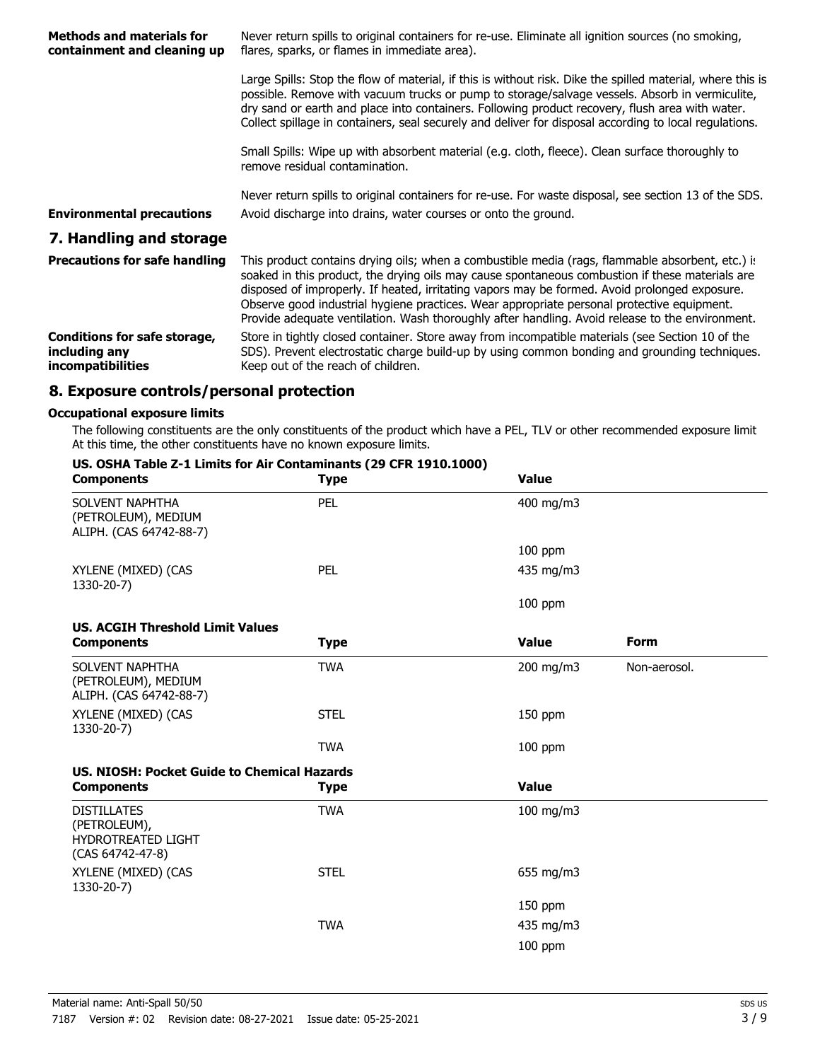**Methods and materials for containment and cleaning up**

Never return spills to original containers for re-use. Eliminate all ignition sources (no smoking, flares, sparks, or flames in immediate area).

Large Spills: Stop the flow of material, if this is without risk. Dike the spilled material, where this is possible. Remove with vacuum trucks or pump to storage/salvage vessels. Absorb in vermiculite, dry sand or earth and place into containers. Following product recovery, flush area with water. Collect spillage in containers, seal securely and deliver for disposal according to local regulations.

Small Spills: Wipe up with absorbent material (e.g. cloth, fleece). Clean surface thoroughly to remove residual contamination.

Never return spills to original containers for re-use. For waste disposal, see section 13 of the SDS.

**Environmental precautions**

Avoid discharge into drains, water courses or onto the ground.

## 7. Handling and storage

**Precautions for safe handling**

This product contains drying oils; when a combustible media (rags, flammable absorbent, etc.) is soaked in this product, the drying oils may cause spontaneous combustion if these materials are disposed of improperly. If heated, irritating vapors may be formed. Avoid prolonged exposure. Observe good industrial hygiene practices. Wear appropriate personal protective equipment. Provide adequate ventilation. Wash thoroughly after handling. Avoid release to the environment.

**Conditions for safe storage, including any incompatibilities**

Store in tightly closed container. Store away from incompatible materials (see Section 10 of the SDS). Prevent electrostatic charge build-up by using common bonding and grounding techniques. Keep out of the reach of children.

## 8. Exposure controls/personal protection

### Occupational exposure limits

The following constituents are the only constituents of the product which have a PEL, TLV or other recommended exposure limit At this time, the other constituents have no known exposure limits.

**US. OSHA Table Z-1 Limits for Air Contaminants (29 CFR 1910.1000)**

| Components | Type | Value |
| --- | --- | --- |
| SOLVENT NAPHTHA (PETROLEUM), MEDIUM ALIPH. (CAS 64742-88-7) | PEL | 400 mg/m3 |
| | | 100 ppm |
| XYLENE (MIXED) (CAS 1330-20-7) | PEL | 435 mg/m3 |
| | | 100 ppm |

**US. ACGIH Threshold Limit Values**

| Components | Type | Value | Form |
| --- | --- | --- | --- |
| SOLVENT NAPHTHA (PETROLEUM), MEDIUM ALIPH. (CAS 64742-88-7) | TWA | 200 mg/m3 | Non-aerosol. |
| XYLENE (MIXED) (CAS 1330-20-7) | STEL | 150 ppm | |
| | TWA | 100 ppm | |

**US. NIOSH: Pocket Guide to Chemical Hazards**

| Components | Type | Value |
| --- | --- | --- |
| DISTILLATES (PETROLEUM), HYDROTREATED LIGHT (CAS 64742-47-8) | TWA | 100 mg/m3 |
| XYLENE (MIXED) (CAS 1330-20-7) | STEL | 655 mg/m3 |
| | | 150 ppm |
| | TWA | 435 mg/m3 |
| | | 100 ppm |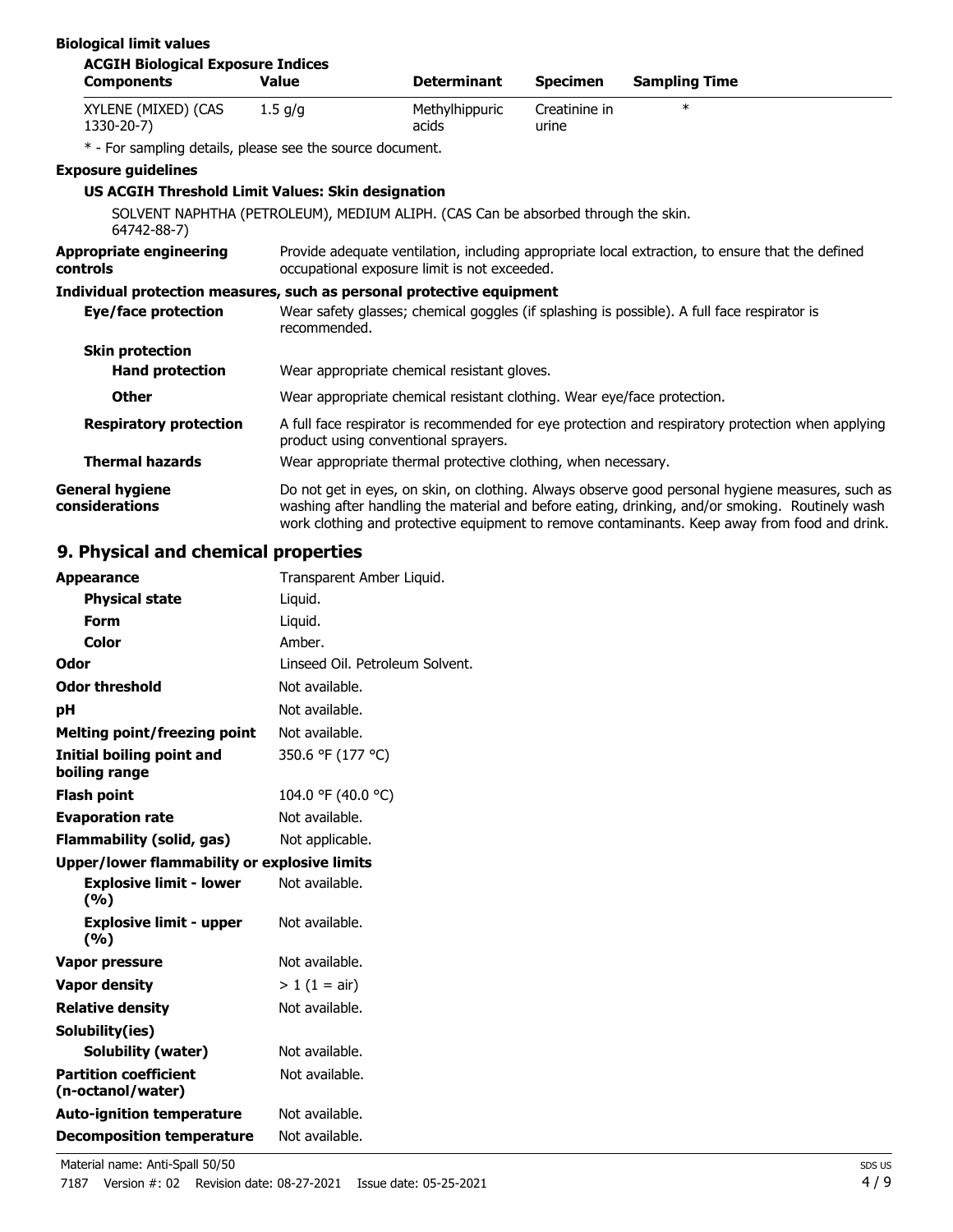**Biological limit values**

**ACGIH Biological Exposure Indices**

| Components | Value | Determinant | Specimen | Sampling Time |
|---|---|---|---|---|
| XYLENE (MIXED) (CAS 1330-20-7) | 1.5 g/g | Methylhippuric acids | Creatinine in urine | * |

* - For sampling details, please see the source document.

**Exposure guidelines**

**US ACGIH Threshold Limit Values: Skin designation**

SOLVENT NAPHTHA (PETROLEUM), MEDIUM ALIPH. (CAS 64742-88-7) Can be absorbed through the skin.

**Appropriate engineering controls** Provide adequate ventilation, including appropriate local extraction, to ensure that the defined occupational exposure limit is not exceeded.

**Individual protection measures, such as personal protective equipment**

**Eye/face protection** Wear safety glasses; chemical goggles (if splashing is possible). A full face respirator is recommended.

**Skin protection**

**Hand protection** Wear appropriate chemical resistant gloves.

**Other** Wear appropriate chemical resistant clothing. Wear eye/face protection.

**Respiratory protection** A full face respirator is recommended for eye protection and respiratory protection when applying product using conventional sprayers.

**Thermal hazards** Wear appropriate thermal protective clothing, when necessary.

**General hygiene considerations** Do not get in eyes, on skin, on clothing. Always observe good personal hygiene measures, such as washing after handling the material and before eating, drinking, and/or smoking. Routinely wash work clothing and protective equipment to remove contaminants. Keep away from food and drink.

## 9. Physical and chemical properties

| | |
|---|---|
| **Appearance** | Transparent Amber Liquid. |
| **Physical state** | Liquid. |
| **Form** | Liquid. |
| **Color** | Amber. |
| **Odor** | Linseed Oil. Petroleum Solvent. |
| **Odor threshold** | Not available. |
| **pH** | Not available. |
| **Melting point/freezing point** | Not available. |
| **Initial boiling point and boiling range** | 350.6 °F (177 °C) |
| **Flash point** | 104.0 °F (40.0 °C) |
| **Evaporation rate** | Not available. |
| **Flammability (solid, gas)** | Not applicable. |
| **Upper/lower flammability or explosive limits** | |
| **Explosive limit - lower (%)** | Not available. |
| **Explosive limit - upper (%)** | Not available. |
| **Vapor pressure** | Not available. |
| **Vapor density** | > 1 (1 = air) |
| **Relative density** | Not available. |
| **Solubility(ies)** | |
| **Solubility (water)** | Not available. |
| **Partition coefficient (n-octanol/water)** | Not available. |
| **Auto-ignition temperature** | Not available. |
| **Decomposition temperature** | Not available. |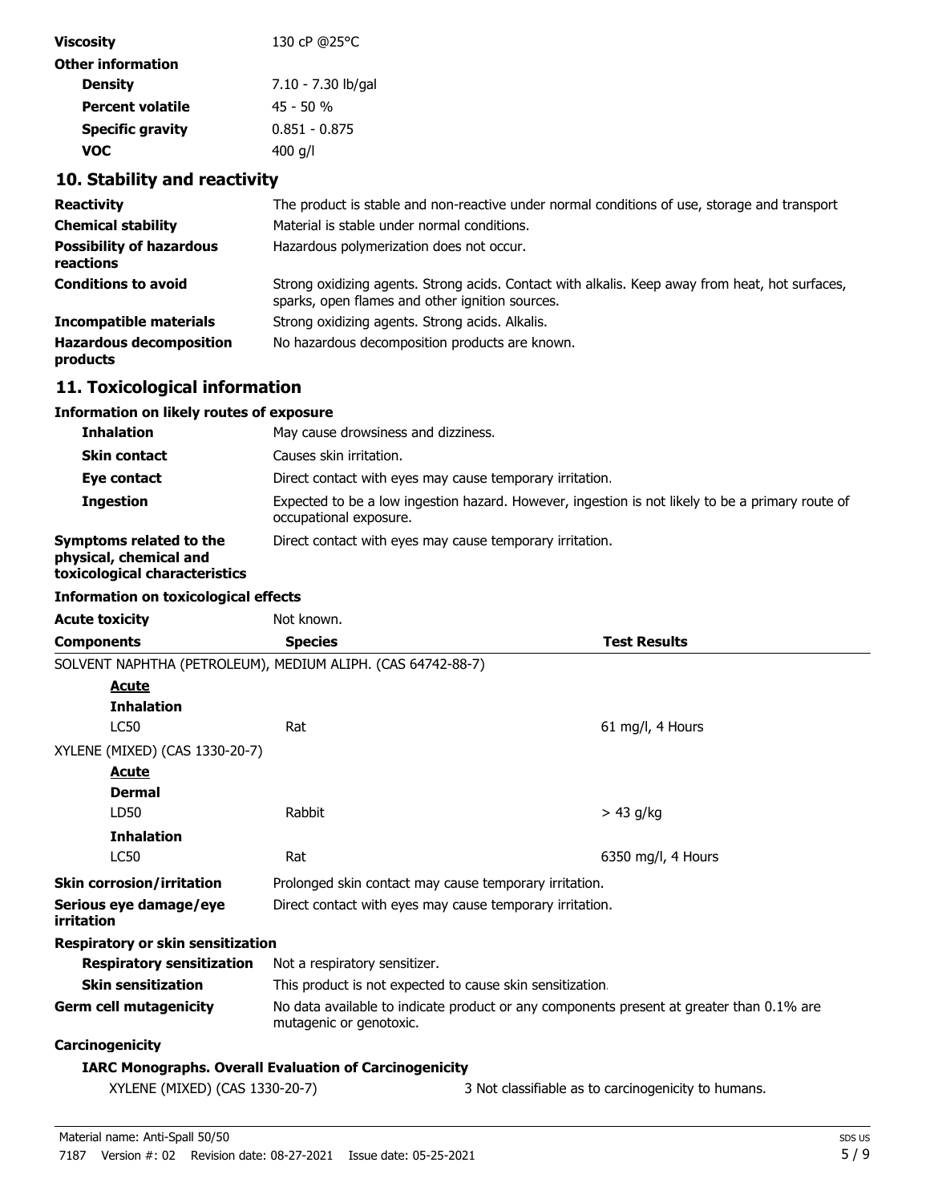| | |
|---|---|
| **Viscosity** | 130 cP @25°C |
| **Other information** | |
| **Density** | 7.10 - 7.30 lb/gal |
| **Percent volatile** | 45 - 50 % |
| **Specific gravity** | 0.851 - 0.875 |
| **VOC** | 400 g/l |

## 10. Stability and reactivity

| | |
|---|---|
| **Reactivity** | The product is stable and non-reactive under normal conditions of use, storage and transport |
| **Chemical stability** | Material is stable under normal conditions. |
| **Possibility of hazardous reactions** | Hazardous polymerization does not occur. |
| **Conditions to avoid** | Strong oxidizing agents. Strong acids. Contact with alkalis. Keep away from heat, hot surfaces, sparks, open flames and other ignition sources. |
| **Incompatible materials** | Strong oxidizing agents. Strong acids. Alkalis. |
| **Hazardous decomposition products** | No hazardous decomposition products are known. |

## 11. Toxicological information

**Information on likely routes of exposure**

| | |
|---|---|
| **Inhalation** | May cause drowsiness and dizziness. |
| **Skin contact** | Causes skin irritation. |
| **Eye contact** | Direct contact with eyes may cause temporary irritation. |
| **Ingestion** | Expected to be a low ingestion hazard. However, ingestion is not likely to be a primary route of occupational exposure. |
| **Symptoms related to the physical, chemical and toxicological characteristics** | Direct contact with eyes may cause temporary irritation. |

**Information on toxicological effects**

**Acute toxicity** Not known.

| Components | Species | Test Results |
|---|---|---|
| SOLVENT NAPHTHA (PETROLEUM), MEDIUM ALIPH. (CAS 64742-88-7) | | |
| **Acute** | | |
| **Inhalation** | | |
| LC50 | Rat | 61 mg/l, 4 Hours |
| XYLENE (MIXED) (CAS 1330-20-7) | | |
| **Acute** | | |
| **Dermal** | | |
| LD50 | Rabbit | > 43 g/kg |
| **Inhalation** | | |
| LC50 | Rat | 6350 mg/l, 4 Hours |

| | |
|---|---|
| **Skin corrosion/irritation** | Prolonged skin contact may cause temporary irritation. |
| **Serious eye damage/eye irritation** | Direct contact with eyes may cause temporary irritation. |
| **Respiratory or skin sensitization** | |
| **Respiratory sensitization** | Not a respiratory sensitizer. |
| **Skin sensitization** | This product is not expected to cause skin sensitization. |
| **Germ cell mutagenicity** | No data available to indicate product or any components present at greater than 0.1% are mutagenic or genotoxic. |

**Carcinogenicity**

**IARC Monographs. Overall Evaluation of Carcinogenicity**

XYLENE (MIXED) (CAS 1330-20-7) — 3 Not classifiable as to carcinogenicity to humans.

Material name: Anti-Spall 50/50

7187 Version #: 02 Revision date: 08-27-2021 Issue date: 05-25-2021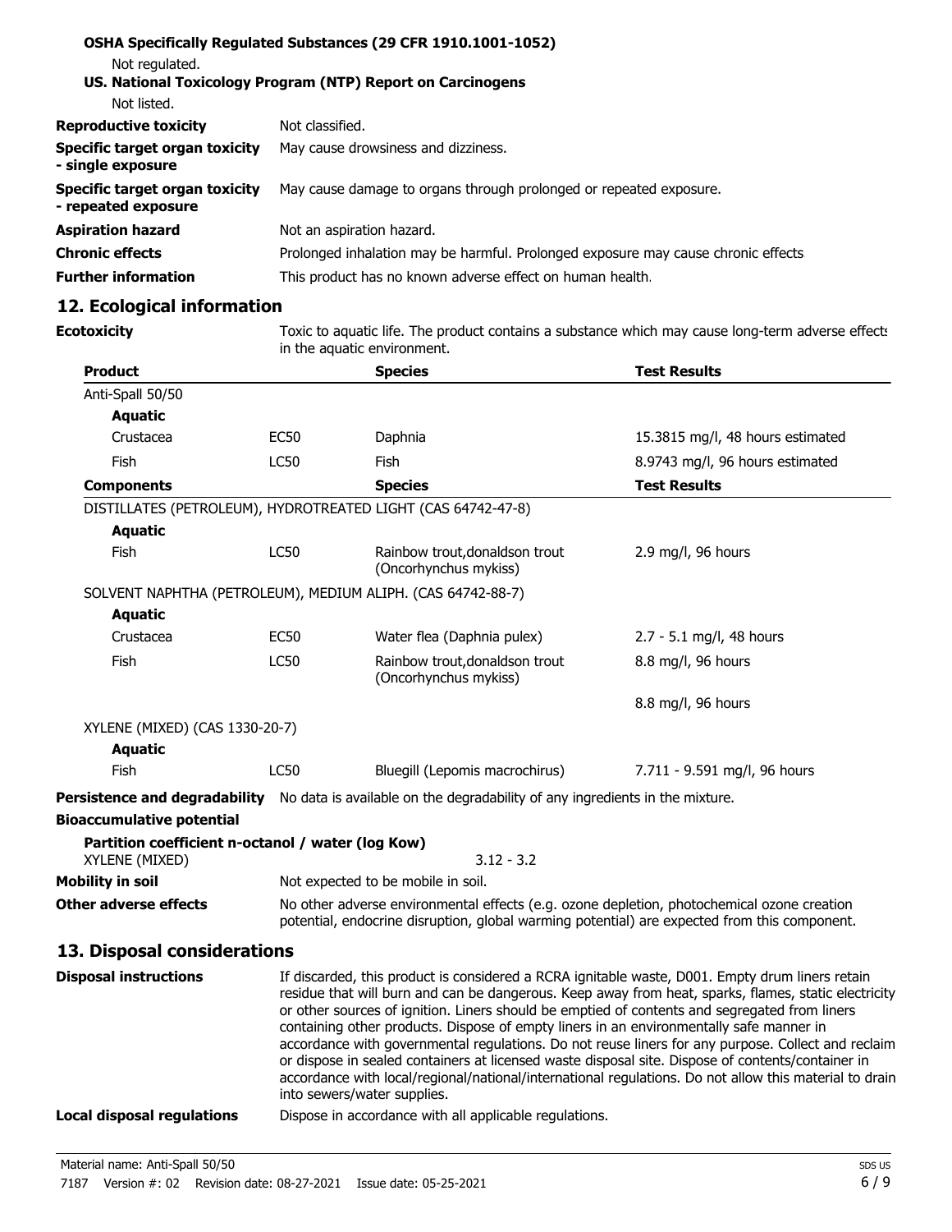**OSHA Specifically Regulated Substances (29 CFR 1910.1001-1052)**

Not regulated.

**US. National Toxicology Program (NTP) Report on Carcinogens**

Not listed.

| | |
|---|---|
| **Reproductive toxicity** | Not classified. |
| **Specific target organ toxicity - single exposure** | May cause drowsiness and dizziness. |
| **Specific target organ toxicity - repeated exposure** | May cause damage to organs through prolonged or repeated exposure. |
| **Aspiration hazard** | Not an aspiration hazard. |
| **Chronic effects** | Prolonged inhalation may be harmful. Prolonged exposure may cause chronic effects. |
| **Further information** | This product has no known adverse effect on human health. |

## 12. Ecological information

**Ecotoxicity** Toxic to aquatic life. The product contains a substance which may cause long-term adverse effects in the aquatic environment.

| Product | | Species | Test Results |
|---|---|---|---|
| Anti-Spall 50/50 | | | |
| **Aquatic** | | | |
| Crustacea | EC50 | Daphnia | 15.3815 mg/l, 48 hours estimated |
| Fish | LC50 | Fish | 8.9743 mg/l, 96 hours estimated |
| **Components** | | **Species** | **Test Results** |
| DISTILLATES (PETROLEUM), HYDROTREATED LIGHT (CAS 64742-47-8) | | | |
| **Aquatic** | | | |
| Fish | LC50 | Rainbow trout,donaldson trout (Oncorhynchus mykiss) | 2.9 mg/l, 96 hours |
| SOLVENT NAPHTHA (PETROLEUM), MEDIUM ALIPH. (CAS 64742-88-7) | | | |
| **Aquatic** | | | |
| Crustacea | EC50 | Water flea (Daphnia pulex) | 2.7 - 5.1 mg/l, 48 hours |
| Fish | LC50 | Rainbow trout,donaldson trout (Oncorhynchus mykiss) | 8.8 mg/l, 96 hours |
| | | | 8.8 mg/l, 96 hours |
| XYLENE (MIXED) (CAS 1330-20-7) | | | |
| **Aquatic** | | | |
| Fish | LC50 | Bluegill (Lepomis macrochirus) | 7.711 - 9.591 mg/l, 96 hours |

**Persistence and degradability** No data is available on the degradability of any ingredients in the mixture.

**Bioaccumulative potential**

**Partition coefficient n-octanol / water (log Kow)**

XYLENE (MIXED) 3.12 - 3.2

**Mobility in soil** Not expected to be mobile in soil.

**Other adverse effects** No other adverse environmental effects (e.g. ozone depletion, photochemical ozone creation potential, endocrine disruption, global warming potential) are expected from this component.

## 13. Disposal considerations

**Disposal instructions** If discarded, this product is considered a RCRA ignitable waste, D001. Empty drum liners retain residue that will burn and can be dangerous. Keep away from heat, sparks, flames, static electricity or other sources of ignition. Liners should be emptied of contents and segregated from liners containing other products. Dispose of empty liners in an environmentally safe manner in accordance with governmental regulations. Do not reuse liners for any purpose. Collect and reclaim or dispose in sealed containers at licensed waste disposal site. Dispose of contents/container in accordance with local/regional/national/international regulations. Do not allow this material to drain into sewers/water supplies.

**Local disposal regulations** Dispose in accordance with all applicable regulations.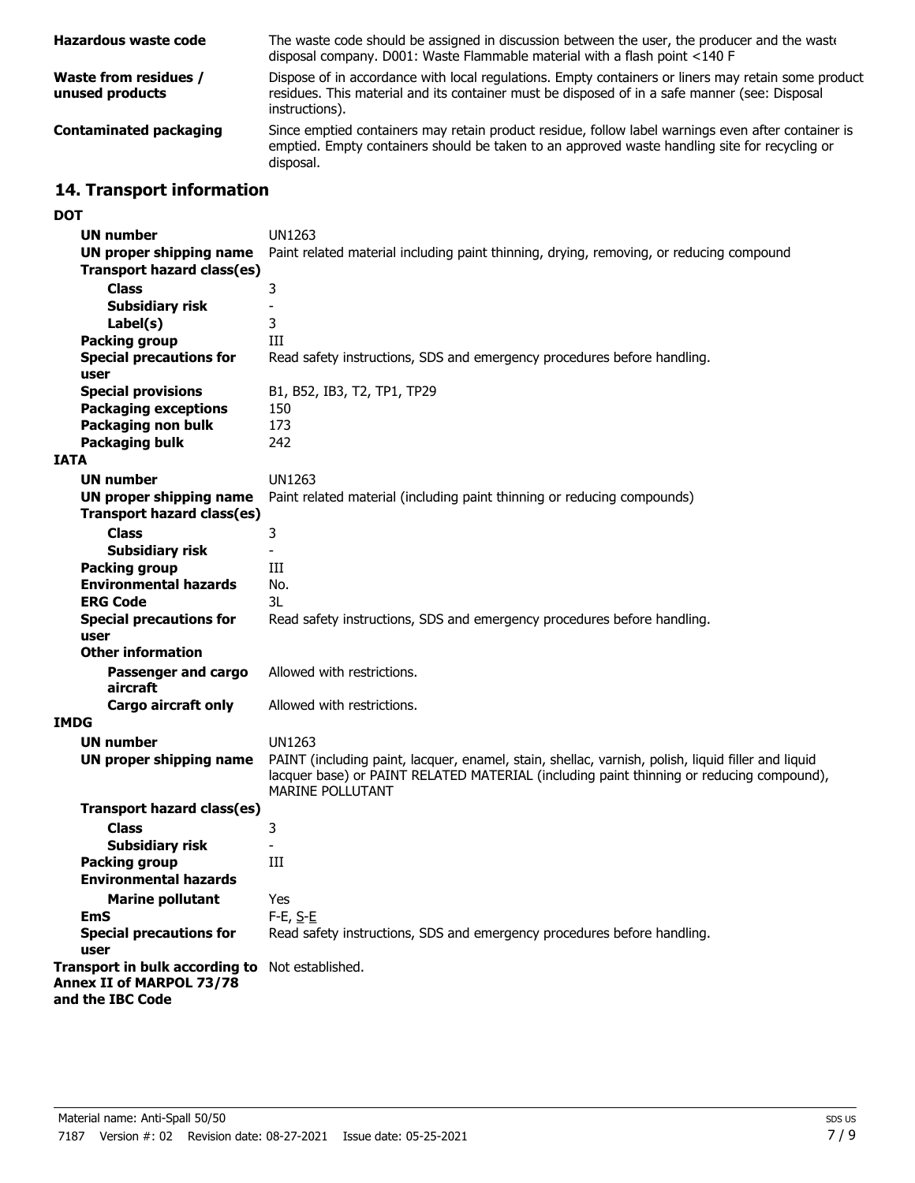| | |
|---|---|
| **Hazardous waste code** | The waste code should be assigned in discussion between the user, the producer and the waste disposal company. D001: Waste Flammable material with a flash point <140 F |
| **Waste from residues / unused products** | Dispose of in accordance with local regulations. Empty containers or liners may retain some product residues. This material and its container must be disposed of in a safe manner (see: Disposal instructions). |
| **Contaminated packaging** | Since emptied containers may retain product residue, follow label warnings even after container is emptied. Empty containers should be taken to an approved waste handling site for recycling or disposal. |

## 14. Transport information

**DOT**

| | |
|---|---|
| **UN number** | UN1263 |
| **UN proper shipping name** | Paint related material including paint thinning, drying, removing, or reducing compound |
| **Transport hazard class(es)** | |
| **Class** | 3 |
| **Subsidiary risk** | - |
| **Label(s)** | 3 |
| **Packing group** | III |
| **Special precautions for user** | Read safety instructions, SDS and emergency procedures before handling. |
| **Special provisions** | B1, B52, IB3, T2, TP1, TP29 |
| **Packaging exceptions** | 150 |
| **Packaging non bulk** | 173 |
| **Packaging bulk** | 242 |

**IATA**

| | |
|---|---|
| **UN number** | UN1263 |
| **UN proper shipping name** | Paint related material (including paint thinning or reducing compounds) |
| **Transport hazard class(es)** | |
| **Class** | 3 |
| **Subsidiary risk** | - |
| **Packing group** | III |
| **Environmental hazards** | No. |
| **ERG Code** | 3L |
| **Special precautions for user** | Read safety instructions, SDS and emergency procedures before handling. |
| **Other information** | |
| **Passenger and cargo aircraft** | Allowed with restrictions. |
| **Cargo aircraft only** | Allowed with restrictions. |

**IMDG**

| | |
|---|---|
| **UN number** | UN1263 |
| **UN proper shipping name** | PAINT (including paint, lacquer, enamel, stain, shellac, varnish, polish, liquid filler and liquid lacquer base) or PAINT RELATED MATERIAL (including paint thinning or reducing compound), MARINE POLLUTANT |
| **Transport hazard class(es)** | |
| **Class** | 3 |
| **Subsidiary risk** | - |
| **Packing group** | III |
| **Environmental hazards** | |
| **Marine pollutant** | Yes |
| **EmS** | F-E, S-E |
| **Special precautions for user** | Read safety instructions, SDS and emergency procedures before handling. |

| | |
|---|---|
| **Transport in bulk according to Annex II of MARPOL 73/78 and the IBC Code** | Not established. |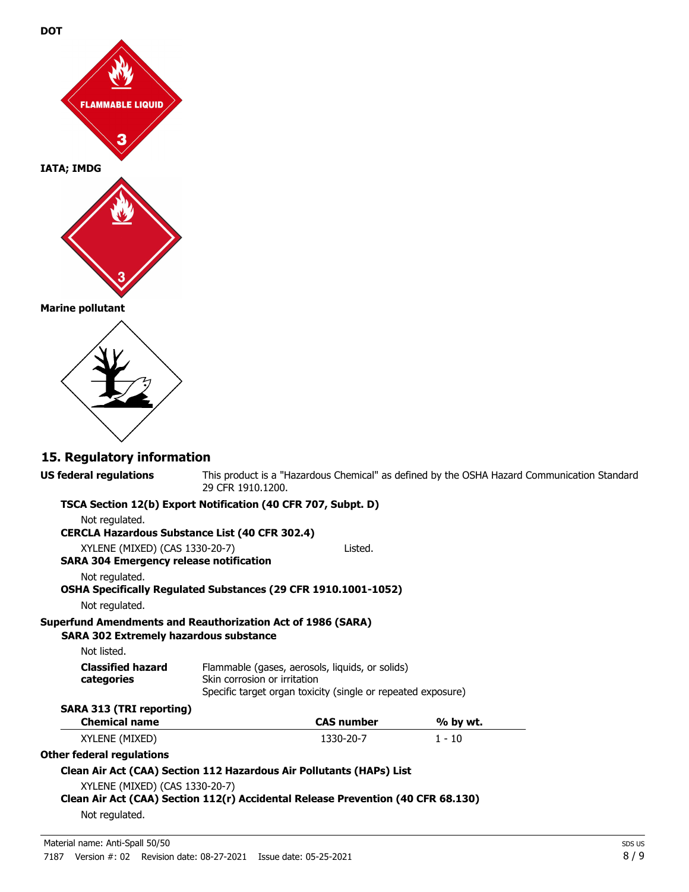**DOT**

FLAMMABLE LIQUID

3

**IATA; IMDG**

3

**Marine pollutant**

## 15. Regulatory information

**US federal regulations**

This product is a "Hazardous Chemical" as defined by the OSHA Hazard Communication Standard 29 CFR 1910.1200.

**TSCA Section 12(b) Export Notification (40 CFR 707, Subpt. D)**

Not regulated.

**CERCLA Hazardous Substance List (40 CFR 302.4)**

XYLENE (MIXED) (CAS 1330-20-7) Listed.

**SARA 304 Emergency release notification**

Not regulated.

**OSHA Specifically Regulated Substances (29 CFR 1910.1001-1052)**

Not regulated.

**Superfund Amendments and Reauthorization Act of 1986 (SARA)**

**SARA 302 Extremely hazardous substance**

Not listed.

**Classified hazard categories**

Flammable (gases, aerosols, liquids, or solids)
Skin corrosion or irritation
Specific target organ toxicity (single or repeated exposure)

**SARA 313 (TRI reporting)**

| Chemical name | CAS number | % by wt. |
|---|---|---|
| XYLENE (MIXED) | 1330-20-7 | 1 - 10 |

**Other federal regulations**

**Clean Air Act (CAA) Section 112 Hazardous Air Pollutants (HAPs) List**

XYLENE (MIXED) (CAS 1330-20-7)

**Clean Air Act (CAA) Section 112(r) Accidental Release Prevention (40 CFR 68.130)**

Not regulated.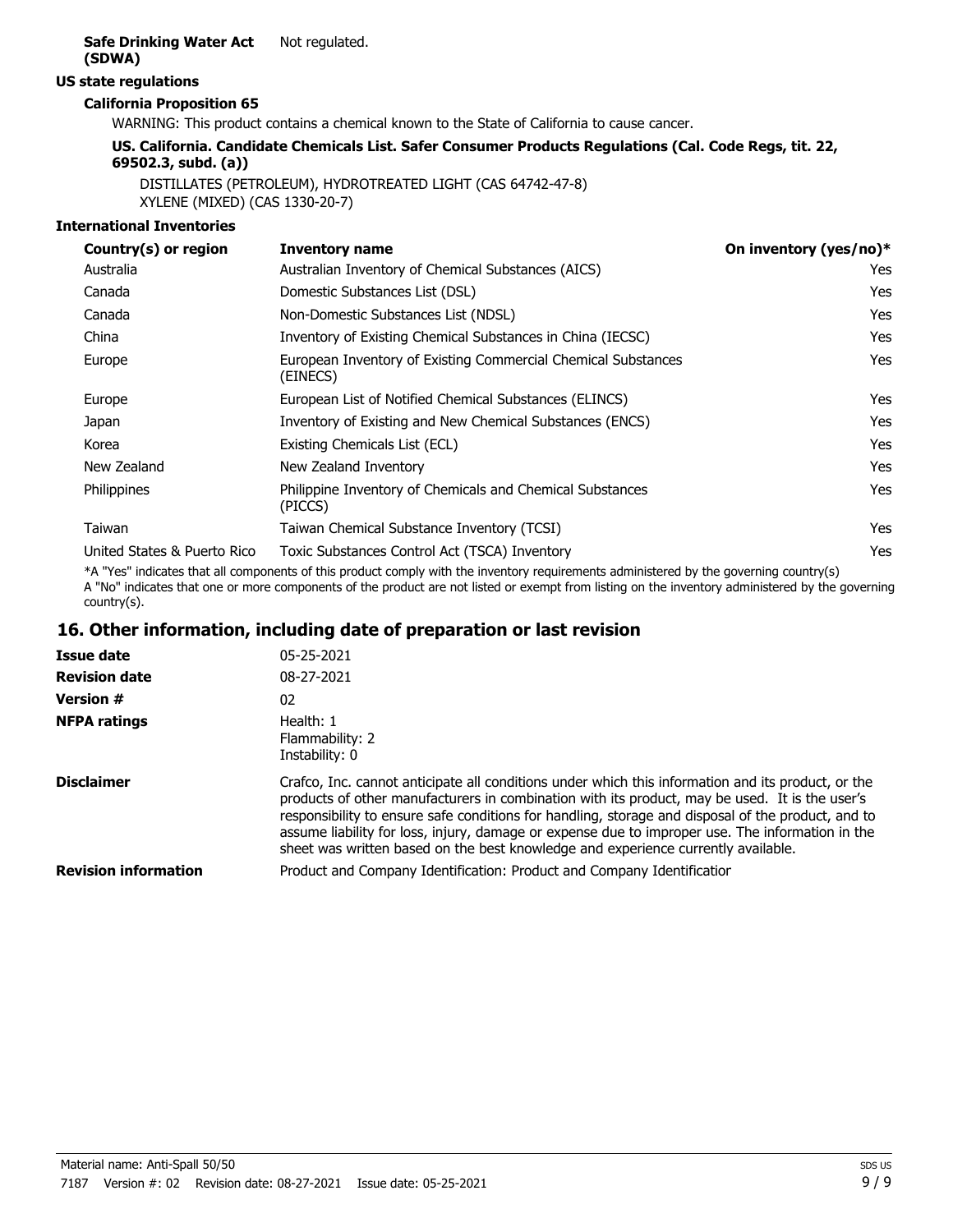**Safe Drinking Water Act (SDWA)** Not regulated.

**US state regulations**

**California Proposition 65**

WARNING: This product contains a chemical known to the State of California to cause cancer.

**US. California. Candidate Chemicals List. Safer Consumer Products Regulations (Cal. Code Regs, tit. 22, 69502.3, subd. (a))**

DISTILLATES (PETROLEUM), HYDROTREATED LIGHT (CAS 64742-47-8)
XYLENE (MIXED) (CAS 1330-20-7)

**International Inventories**

| Country(s) or region | Inventory name | On inventory (yes/no)* |
|---|---|---|
| Australia | Australian Inventory of Chemical Substances (AICS) | Yes |
| Canada | Domestic Substances List (DSL) | Yes |
| Canada | Non-Domestic Substances List (NDSL) | Yes |
| China | Inventory of Existing Chemical Substances in China (IECSC) | Yes |
| Europe | European Inventory of Existing Commercial Chemical Substances (EINECS) | Yes |
| Europe | European List of Notified Chemical Substances (ELINCS) | Yes |
| Japan | Inventory of Existing and New Chemical Substances (ENCS) | Yes |
| Korea | Existing Chemicals List (ECL) | Yes |
| New Zealand | New Zealand Inventory | Yes |
| Philippines | Philippine Inventory of Chemicals and Chemical Substances (PICCS) | Yes |
| Taiwan | Taiwan Chemical Substance Inventory (TCSI) | Yes |
| United States & Puerto Rico | Toxic Substances Control Act (TSCA) Inventory | Yes |

*A "Yes" indicates that all components of this product comply with the inventory requirements administered by the governing country(s)
A "No" indicates that one or more components of the product are not listed or exempt from listing on the inventory administered by the governing country(s).

## 16. Other information, including date of preparation or last revision

| | |
|---|---|
| **Issue date** | 05-25-2021 |
| **Revision date** | 08-27-2021 |
| **Version #** | 02 |
| **NFPA ratings** | Health: 1<br>Flammability: 2<br>Instability: 0 |
| **Disclaimer** | Crafco, Inc. cannot anticipate all conditions under which this information and its product, or the products of other manufacturers in combination with its product, may be used. It is the user's responsibility to ensure safe conditions for handling, storage and disposal of the product, and to assume liability for loss, injury, damage or expense due to improper use. The information in the sheet was written based on the best knowledge and experience currently available. |
| **Revision information** | Product and Company Identification: Product and Company Identificatior |